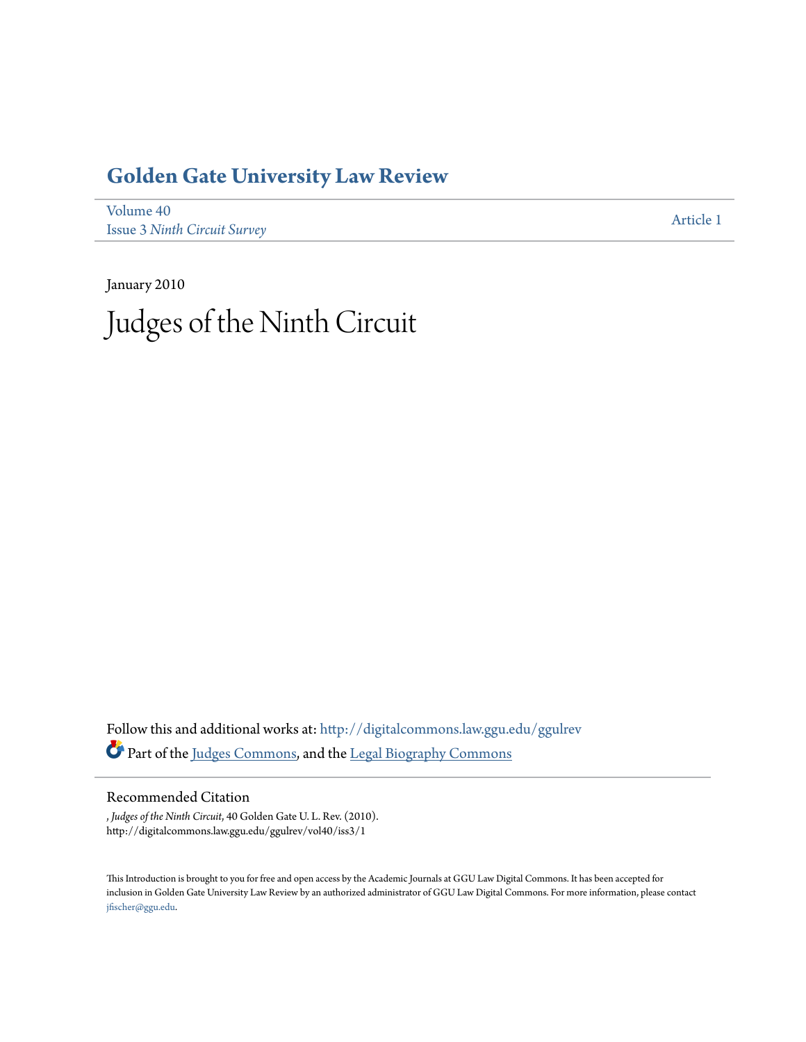# Golden Gate University Law Review

Volume 40
Issue 3 *Ninth Circuit Survey*

Article 1

January 2010

# Judges of the Ninth Circuit

Follow this and additional works at: http://digitalcommons.law.ggu.edu/ggulrev

Part of the Judges Commons, and the Legal Biography Commons

## Recommended Citation

, *Judges of the Ninth Circuit*, 40 Golden Gate U. L. Rev. (2010).
http://digitalcommons.law.ggu.edu/ggulrev/vol40/iss3/1

This Introduction is brought to you for free and open access by the Academic Journals at GGU Law Digital Commons. It has been accepted for inclusion in Golden Gate University Law Review by an authorized administrator of GGU Law Digital Commons. For more information, please contact jfischer@ggu.edu.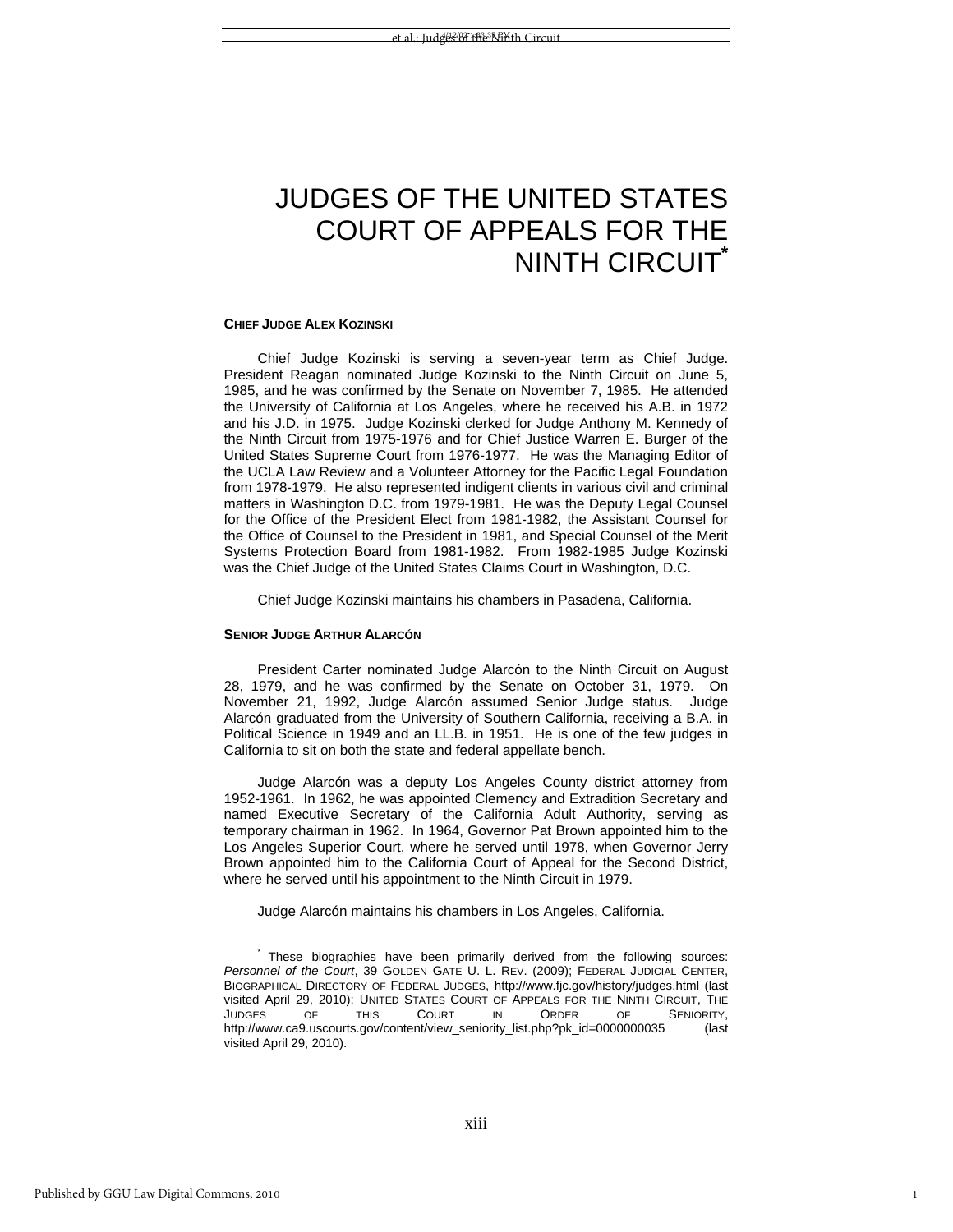# JUDGES OF THE UNITED STATES COURT OF APPEALS FOR THE NINTH CIRCUIT*

**CHIEF JUDGE ALEX KOZINSKI**

Chief Judge Kozinski is serving a seven-year term as Chief Judge. President Reagan nominated Judge Kozinski to the Ninth Circuit on June 5, 1985, and he was confirmed by the Senate on November 7, 1985. He attended the University of California at Los Angeles, where he received his A.B. in 1972 and his J.D. in 1975. Judge Kozinski clerked for Judge Anthony M. Kennedy of the Ninth Circuit from 1975-1976 and for Chief Justice Warren E. Burger of the United States Supreme Court from 1976-1977. He was the Managing Editor of the UCLA Law Review and a Volunteer Attorney for the Pacific Legal Foundation from 1978-1979. He also represented indigent clients in various civil and criminal matters in Washington D.C. from 1979-1981. He was the Deputy Legal Counsel for the Office of the President Elect from 1981-1982, the Assistant Counsel for the Office of Counsel to the President in 1981, and Special Counsel of the Merit Systems Protection Board from 1981-1982. From 1982-1985 Judge Kozinski was the Chief Judge of the United States Claims Court in Washington, D.C.

Chief Judge Kozinski maintains his chambers in Pasadena, California.

**SENIOR JUDGE ARTHUR ALARCÓN**

President Carter nominated Judge Alarcón to the Ninth Circuit on August 28, 1979, and he was confirmed by the Senate on October 31, 1979. On November 21, 1992, Judge Alarcón assumed Senior Judge status. Judge Alarcón graduated from the University of Southern California, receiving a B.A. in Political Science in 1949 and an LL.B. in 1951. He is one of the few judges in California to sit on both the state and federal appellate bench.

Judge Alarcón was a deputy Los Angeles County district attorney from 1952-1961. In 1962, he was appointed Clemency and Extradition Secretary and named Executive Secretary of the California Adult Authority, serving as temporary chairman in 1962. In 1964, Governor Pat Brown appointed him to the Los Angeles Superior Court, where he served until 1978, when Governor Jerry Brown appointed him to the California Court of Appeal for the Second District, where he served until his appointment to the Ninth Circuit in 1979.

Judge Alarcón maintains his chambers in Los Angeles, California.

---

* These biographies have been primarily derived from the following sources: *Personnel of the Court*, 39 GOLDEN GATE U. L. REV. (2009); FEDERAL JUDICIAL CENTER, BIOGRAPHICAL DIRECTORY OF FEDERAL JUDGES, http://www.fjc.gov/history/judges.html (last visited April 29, 2010); UNITED STATES COURT OF APPEALS FOR THE NINTH CIRCUIT, THE JUDGES OF THIS COURT IN ORDER OF SENIORITY, http://www.ca9.uscourts.gov/content/view_seniority_list.php?pk_id=0000000035 (last visited April 29, 2010).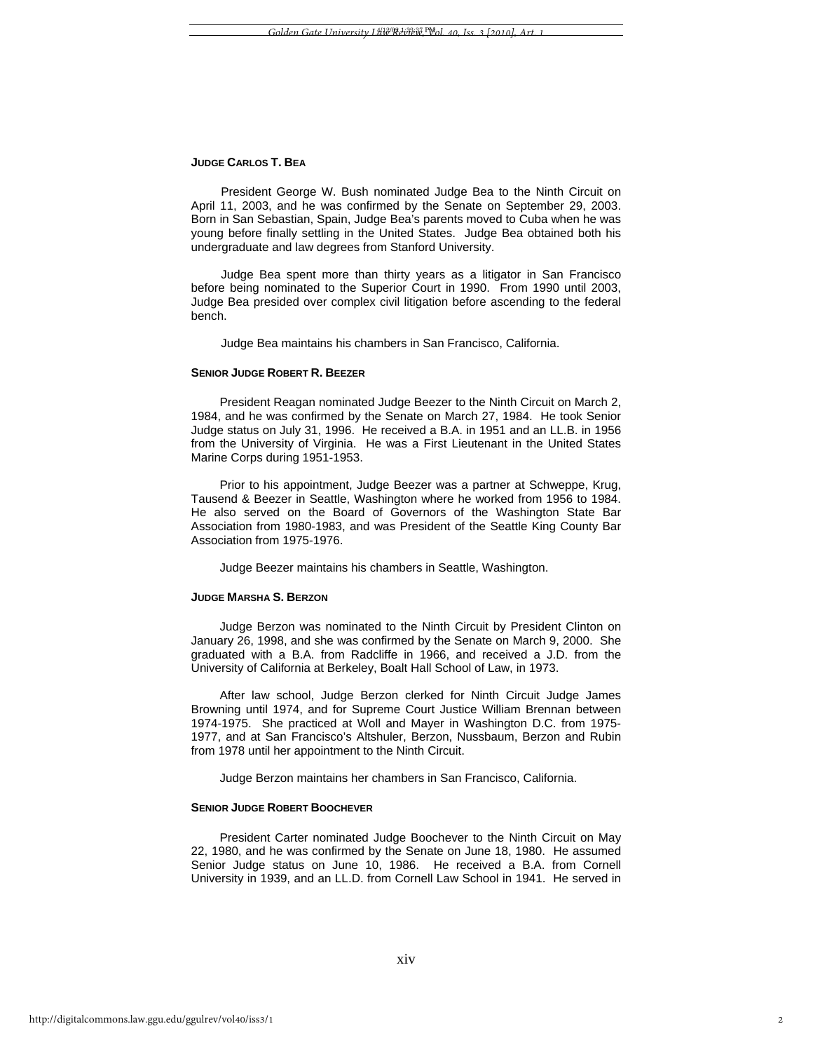**JUDGE CARLOS T. BEA**

President George W. Bush nominated Judge Bea to the Ninth Circuit on April 11, 2003, and he was confirmed by the Senate on September 29, 2003. Born in San Sebastian, Spain, Judge Bea's parents moved to Cuba when he was young before finally settling in the United States. Judge Bea obtained both his undergraduate and law degrees from Stanford University.

Judge Bea spent more than thirty years as a litigator in San Francisco before being nominated to the Superior Court in 1990. From 1990 until 2003, Judge Bea presided over complex civil litigation before ascending to the federal bench.

Judge Bea maintains his chambers in San Francisco, California.

**SENIOR JUDGE ROBERT R. BEEZER**

President Reagan nominated Judge Beezer to the Ninth Circuit on March 2, 1984, and he was confirmed by the Senate on March 27, 1984. He took Senior Judge status on July 31, 1996. He received a B.A. in 1951 and an LL.B. in 1956 from the University of Virginia. He was a First Lieutenant in the United States Marine Corps during 1951-1953.

Prior to his appointment, Judge Beezer was a partner at Schweppe, Krug, Tausend & Beezer in Seattle, Washington where he worked from 1956 to 1984. He also served on the Board of Governors of the Washington State Bar Association from 1980-1983, and was President of the Seattle King County Bar Association from 1975-1976.

Judge Beezer maintains his chambers in Seattle, Washington.

**JUDGE MARSHA S. BERZON**

Judge Berzon was nominated to the Ninth Circuit by President Clinton on January 26, 1998, and she was confirmed by the Senate on March 9, 2000. She graduated with a B.A. from Radcliffe in 1966, and received a J.D. from the University of California at Berkeley, Boalt Hall School of Law, in 1973.

After law school, Judge Berzon clerked for Ninth Circuit Judge James Browning until 1974, and for Supreme Court Justice William Brennan between 1974-1975. She practiced at Woll and Mayer in Washington D.C. from 1975-1977, and at San Francisco's Altshuler, Berzon, Nussbaum, Berzon and Rubin from 1978 until her appointment to the Ninth Circuit.

Judge Berzon maintains her chambers in San Francisco, California.

**SENIOR JUDGE ROBERT BOOCHEVER**

President Carter nominated Judge Boochever to the Ninth Circuit on May 22, 1980, and he was confirmed by the Senate on June 18, 1980. He assumed Senior Judge status on June 10, 1986. He received a B.A. from Cornell University in 1939, and an LL.D. from Cornell Law School in 1941. He served in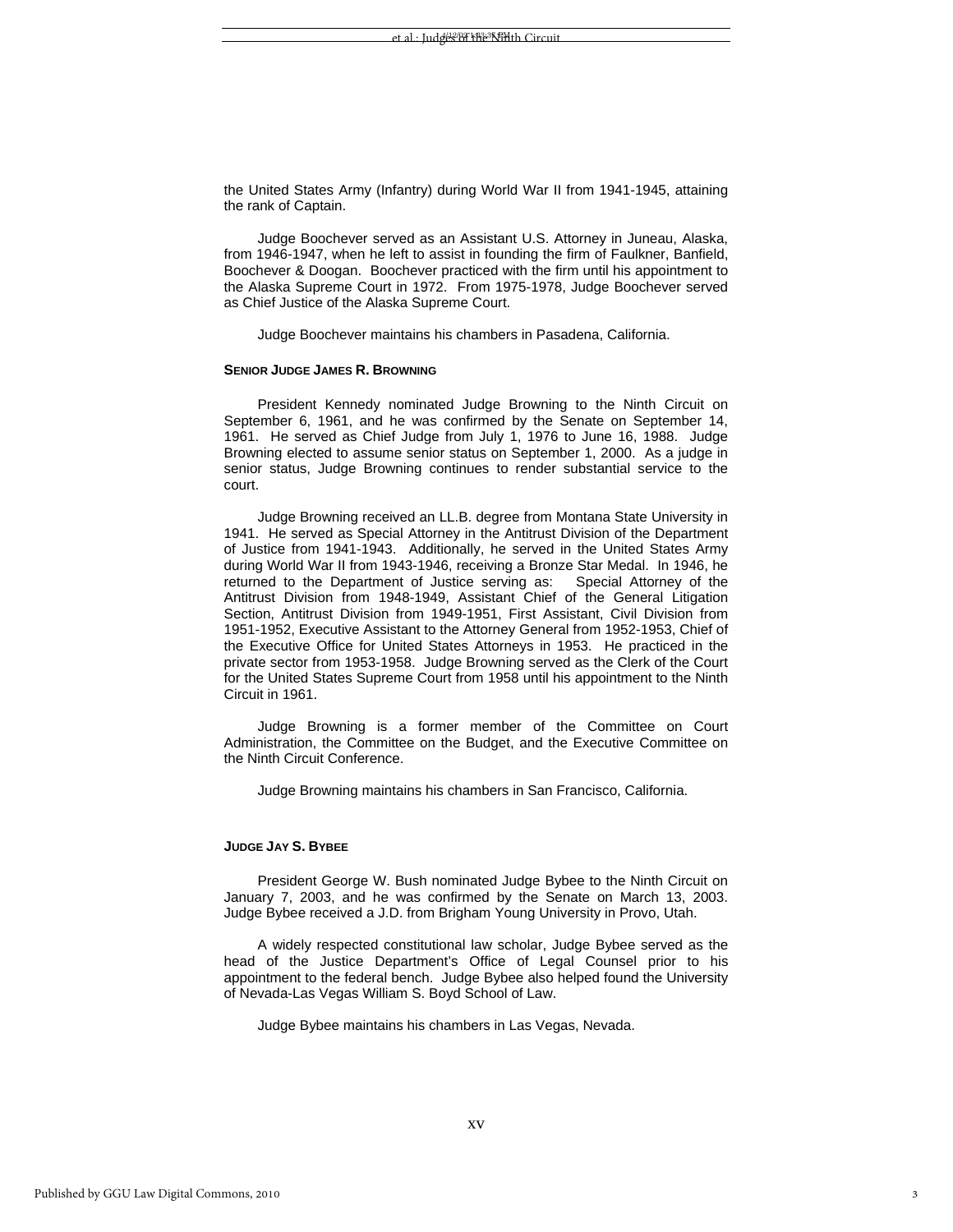the United States Army (Infantry) during World War II from 1941-1945, attaining the rank of Captain.

Judge Boochever served as an Assistant U.S. Attorney in Juneau, Alaska, from 1946-1947, when he left to assist in founding the firm of Faulkner, Banfield, Boochever & Doogan. Boochever practiced with the firm until his appointment to the Alaska Supreme Court in 1972. From 1975-1978, Judge Boochever served as Chief Justice of the Alaska Supreme Court.

Judge Boochever maintains his chambers in Pasadena, California.

**SENIOR JUDGE JAMES R. BROWNING**

President Kennedy nominated Judge Browning to the Ninth Circuit on September 6, 1961, and he was confirmed by the Senate on September 14, 1961. He served as Chief Judge from July 1, 1976 to June 16, 1988. Judge Browning elected to assume senior status on September 1, 2000. As a judge in senior status, Judge Browning continues to render substantial service to the court.

Judge Browning received an LL.B. degree from Montana State University in 1941. He served as Special Attorney in the Antitrust Division of the Department of Justice from 1941-1943. Additionally, he served in the United States Army during World War II from 1943-1946, receiving a Bronze Star Medal. In 1946, he returned to the Department of Justice serving as: Special Attorney of the Antitrust Division from 1948-1949, Assistant Chief of the General Litigation Section, Antitrust Division from 1949-1951, First Assistant, Civil Division from 1951-1952, Executive Assistant to the Attorney General from 1952-1953, Chief of the Executive Office for United States Attorneys in 1953. He practiced in the private sector from 1953-1958. Judge Browning served as the Clerk of the Court for the United States Supreme Court from 1958 until his appointment to the Ninth Circuit in 1961.

Judge Browning is a former member of the Committee on Court Administration, the Committee on the Budget, and the Executive Committee on the Ninth Circuit Conference.

Judge Browning maintains his chambers in San Francisco, California.

**JUDGE JAY S. BYBEE**

President George W. Bush nominated Judge Bybee to the Ninth Circuit on January 7, 2003, and he was confirmed by the Senate on March 13, 2003. Judge Bybee received a J.D. from Brigham Young University in Provo, Utah.

A widely respected constitutional law scholar, Judge Bybee served as the head of the Justice Department's Office of Legal Counsel prior to his appointment to the federal bench. Judge Bybee also helped found the University of Nevada-Las Vegas William S. Boyd School of Law.

Judge Bybee maintains his chambers in Las Vegas, Nevada.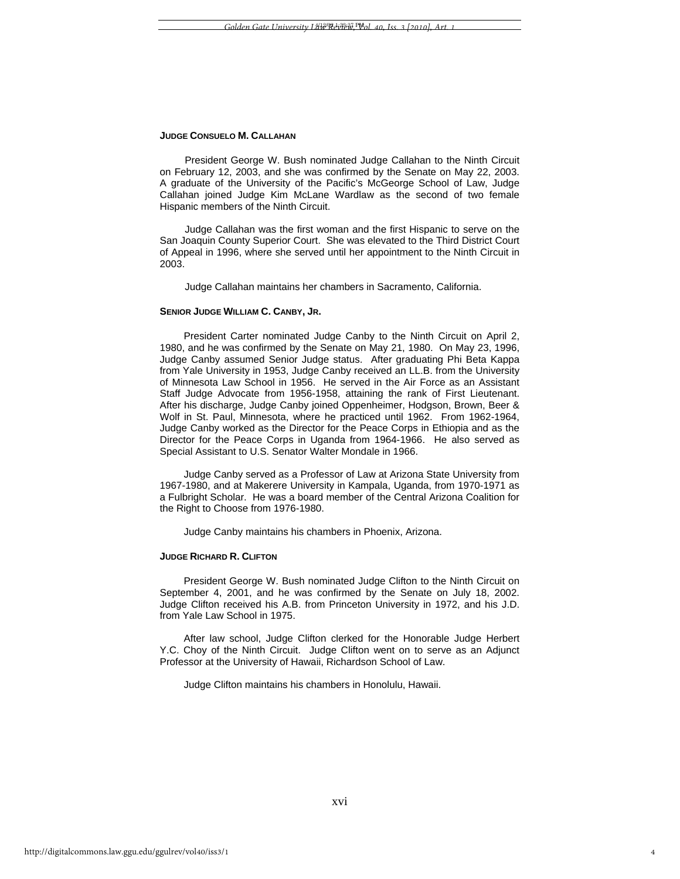### JUDGE CONSUELO M. CALLAHAN

President George W. Bush nominated Judge Callahan to the Ninth Circuit on February 12, 2003, and she was confirmed by the Senate on May 22, 2003. A graduate of the University of the Pacific's McGeorge School of Law, Judge Callahan joined Judge Kim McLane Wardlaw as the second of two female Hispanic members of the Ninth Circuit.

Judge Callahan was the first woman and the first Hispanic to serve on the San Joaquin County Superior Court. She was elevated to the Third District Court of Appeal in 1996, where she served until her appointment to the Ninth Circuit in 2003.

Judge Callahan maintains her chambers in Sacramento, California.

### SENIOR JUDGE WILLIAM C. CANBY, JR.

President Carter nominated Judge Canby to the Ninth Circuit on April 2, 1980, and he was confirmed by the Senate on May 21, 1980. On May 23, 1996, Judge Canby assumed Senior Judge status. After graduating Phi Beta Kappa from Yale University in 1953, Judge Canby received an LL.B. from the University of Minnesota Law School in 1956. He served in the Air Force as an Assistant Staff Judge Advocate from 1956-1958, attaining the rank of First Lieutenant. After his discharge, Judge Canby joined Oppenheimer, Hodgson, Brown, Beer & Wolf in St. Paul, Minnesota, where he practiced until 1962. From 1962-1964, Judge Canby worked as the Director for the Peace Corps in Ethiopia and as the Director for the Peace Corps in Uganda from 1964-1966. He also served as Special Assistant to U.S. Senator Walter Mondale in 1966.

Judge Canby served as a Professor of Law at Arizona State University from 1967-1980, and at Makerere University in Kampala, Uganda, from 1970-1971 as a Fulbright Scholar. He was a board member of the Central Arizona Coalition for the Right to Choose from 1976-1980.

Judge Canby maintains his chambers in Phoenix, Arizona.

### JUDGE RICHARD R. CLIFTON

President George W. Bush nominated Judge Clifton to the Ninth Circuit on September 4, 2001, and he was confirmed by the Senate on July 18, 2002. Judge Clifton received his A.B. from Princeton University in 1972, and his J.D. from Yale Law School in 1975.

After law school, Judge Clifton clerked for the Honorable Judge Herbert Y.C. Choy of the Ninth Circuit. Judge Clifton went on to serve as an Adjunct Professor at the University of Hawaii, Richardson School of Law.

Judge Clifton maintains his chambers in Honolulu, Hawaii.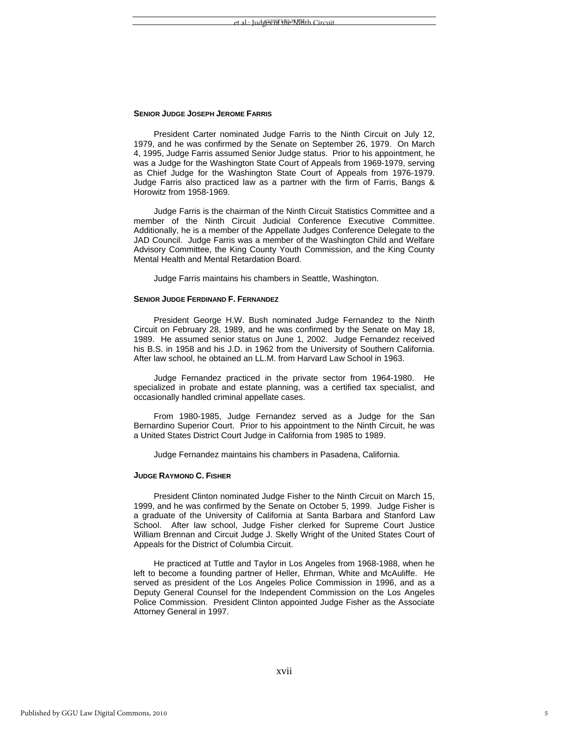**SENIOR JUDGE JOSEPH JEROME FARRIS**

President Carter nominated Judge Farris to the Ninth Circuit on July 12, 1979, and he was confirmed by the Senate on September 26, 1979. On March 4, 1995, Judge Farris assumed Senior Judge status. Prior to his appointment, he was a Judge for the Washington State Court of Appeals from 1969-1979, serving as Chief Judge for the Washington State Court of Appeals from 1976-1979. Judge Farris also practiced law as a partner with the firm of Farris, Bangs & Horowitz from 1958-1969.

Judge Farris is the chairman of the Ninth Circuit Statistics Committee and a member of the Ninth Circuit Judicial Conference Executive Committee. Additionally, he is a member of the Appellate Judges Conference Delegate to the JAD Council. Judge Farris was a member of the Washington Child and Welfare Advisory Committee, the King County Youth Commission, and the King County Mental Health and Mental Retardation Board.

Judge Farris maintains his chambers in Seattle, Washington.

**SENIOR JUDGE FERDINAND F. FERNANDEZ**

President George H.W. Bush nominated Judge Fernandez to the Ninth Circuit on February 28, 1989, and he was confirmed by the Senate on May 18, 1989. He assumed senior status on June 1, 2002. Judge Fernandez received his B.S. in 1958 and his J.D. in 1962 from the University of Southern California. After law school, he obtained an LL.M. from Harvard Law School in 1963.

Judge Fernandez practiced in the private sector from 1964-1980. He specialized in probate and estate planning, was a certified tax specialist, and occasionally handled criminal appellate cases.

From 1980-1985, Judge Fernandez served as a Judge for the San Bernardino Superior Court. Prior to his appointment to the Ninth Circuit, he was a United States District Court Judge in California from 1985 to 1989.

Judge Fernandez maintains his chambers in Pasadena, California.

**JUDGE RAYMOND C. FISHER**

President Clinton nominated Judge Fisher to the Ninth Circuit on March 15, 1999, and he was confirmed by the Senate on October 5, 1999. Judge Fisher is a graduate of the University of California at Santa Barbara and Stanford Law School. After law school, Judge Fisher clerked for Supreme Court Justice William Brennan and Circuit Judge J. Skelly Wright of the United States Court of Appeals for the District of Columbia Circuit.

He practiced at Tuttle and Taylor in Los Angeles from 1968-1988, when he left to become a founding partner of Heller, Ehrman, White and McAuliffe. He served as president of the Los Angeles Police Commission in 1996, and as a Deputy General Counsel for the Independent Commission on the Los Angeles Police Commission. President Clinton appointed Judge Fisher as the Associate Attorney General in 1997.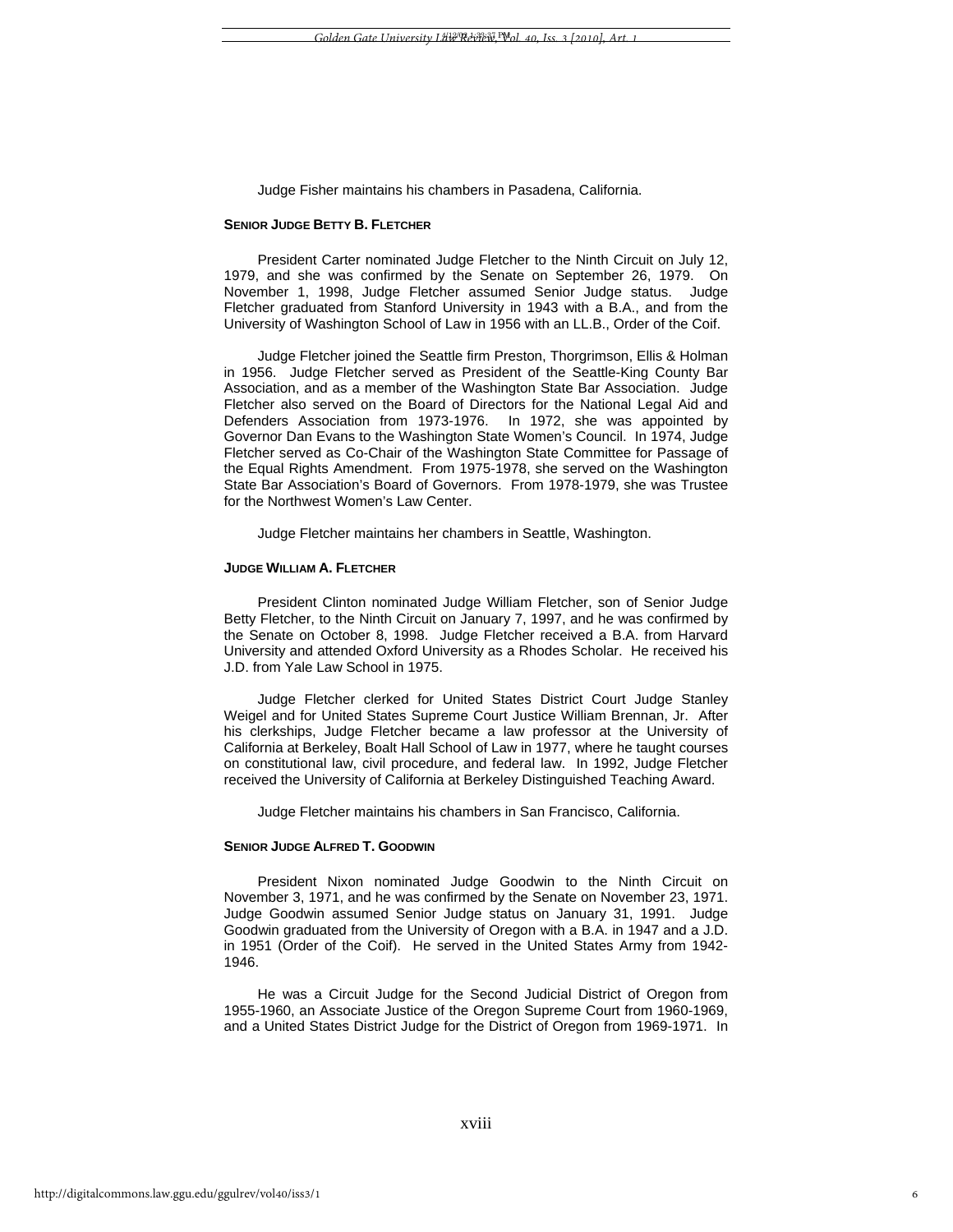Judge Fisher maintains his chambers in Pasadena, California.

**SENIOR JUDGE BETTY B. FLETCHER**

President Carter nominated Judge Fletcher to the Ninth Circuit on July 12, 1979, and she was confirmed by the Senate on September 26, 1979. On November 1, 1998, Judge Fletcher assumed Senior Judge status. Judge Fletcher graduated from Stanford University in 1943 with a B.A., and from the University of Washington School of Law in 1956 with an LL.B., Order of the Coif.

Judge Fletcher joined the Seattle firm Preston, Thorgrimson, Ellis & Holman in 1956. Judge Fletcher served as President of the Seattle-King County Bar Association, and as a member of the Washington State Bar Association. Judge Fletcher also served on the Board of Directors for the National Legal Aid and Defenders Association from 1973-1976. In 1972, she was appointed by Governor Dan Evans to the Washington State Women's Council. In 1974, Judge Fletcher served as Co-Chair of the Washington State Committee for Passage of the Equal Rights Amendment. From 1975-1978, she served on the Washington State Bar Association's Board of Governors. From 1978-1979, she was Trustee for the Northwest Women's Law Center.

Judge Fletcher maintains her chambers in Seattle, Washington.

**JUDGE WILLIAM A. FLETCHER**

President Clinton nominated Judge William Fletcher, son of Senior Judge Betty Fletcher, to the Ninth Circuit on January 7, 1997, and he was confirmed by the Senate on October 8, 1998. Judge Fletcher received a B.A. from Harvard University and attended Oxford University as a Rhodes Scholar. He received his J.D. from Yale Law School in 1975.

Judge Fletcher clerked for United States District Court Judge Stanley Weigel and for United States Supreme Court Justice William Brennan, Jr. After his clerkships, Judge Fletcher became a law professor at the University of California at Berkeley, Boalt Hall School of Law in 1977, where he taught courses on constitutional law, civil procedure, and federal law. In 1992, Judge Fletcher received the University of California at Berkeley Distinguished Teaching Award.

Judge Fletcher maintains his chambers in San Francisco, California.

**SENIOR JUDGE ALFRED T. GOODWIN**

President Nixon nominated Judge Goodwin to the Ninth Circuit on November 3, 1971, and he was confirmed by the Senate on November 23, 1971. Judge Goodwin assumed Senior Judge status on January 31, 1991. Judge Goodwin graduated from the University of Oregon with a B.A. in 1947 and a J.D. in 1951 (Order of the Coif). He served in the United States Army from 1942-1946.

He was a Circuit Judge for the Second Judicial District of Oregon from 1955-1960, an Associate Justice of the Oregon Supreme Court from 1960-1969, and a United States District Judge for the District of Oregon from 1969-1971. In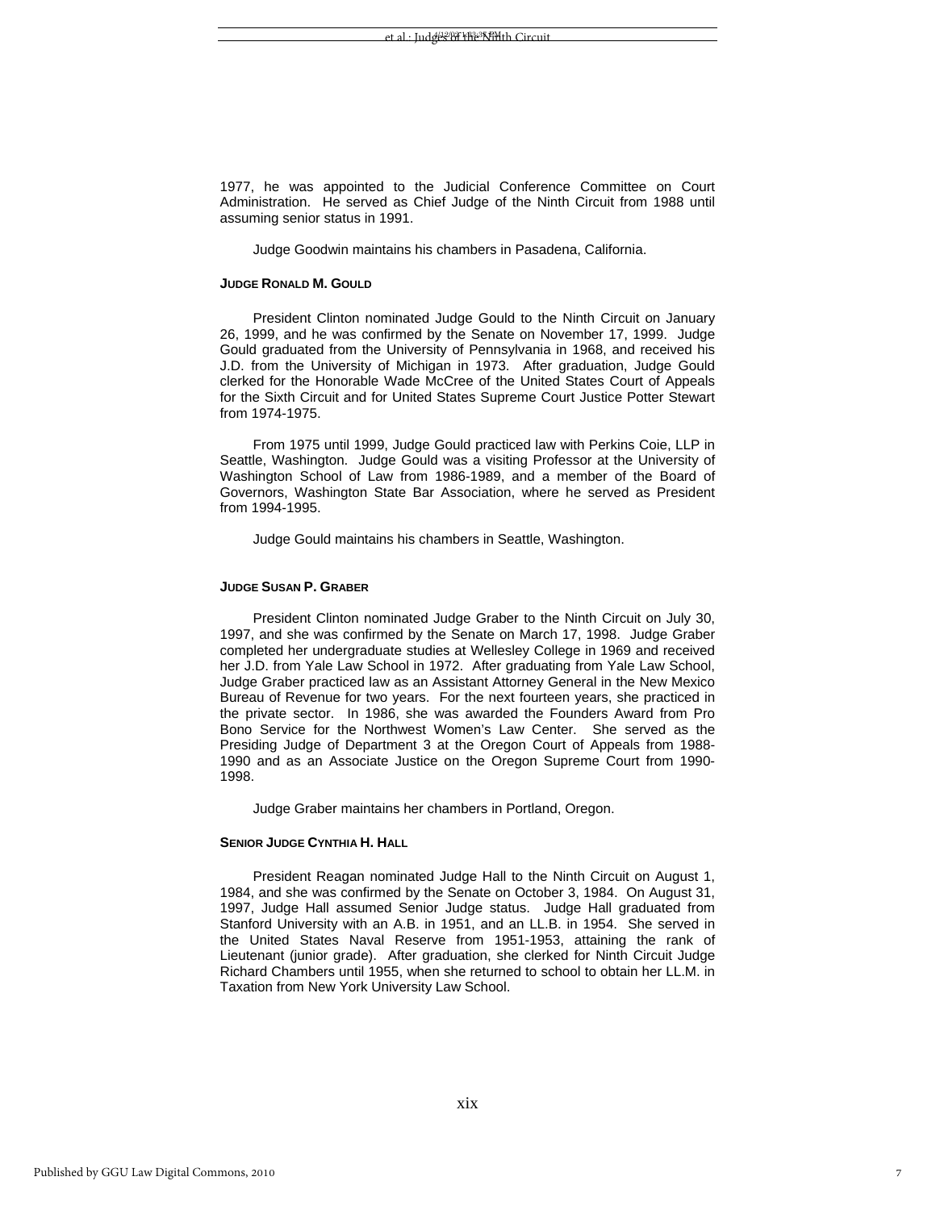1977, he was appointed to the Judicial Conference Committee on Court Administration. He served as Chief Judge of the Ninth Circuit from 1988 until assuming senior status in 1991.

Judge Goodwin maintains his chambers in Pasadena, California.

### JUDGE RONALD M. GOULD

President Clinton nominated Judge Gould to the Ninth Circuit on January 26, 1999, and he was confirmed by the Senate on November 17, 1999. Judge Gould graduated from the University of Pennsylvania in 1968, and received his J.D. from the University of Michigan in 1973. After graduation, Judge Gould clerked for the Honorable Wade McCree of the United States Court of Appeals for the Sixth Circuit and for United States Supreme Court Justice Potter Stewart from 1974-1975.

From 1975 until 1999, Judge Gould practiced law with Perkins Coie, LLP in Seattle, Washington. Judge Gould was a visiting Professor at the University of Washington School of Law from 1986-1989, and a member of the Board of Governors, Washington State Bar Association, where he served as President from 1994-1995.

Judge Gould maintains his chambers in Seattle, Washington.

### JUDGE SUSAN P. GRABER

President Clinton nominated Judge Graber to the Ninth Circuit on July 30, 1997, and she was confirmed by the Senate on March 17, 1998. Judge Graber completed her undergraduate studies at Wellesley College in 1969 and received her J.D. from Yale Law School in 1972. After graduating from Yale Law School, Judge Graber practiced law as an Assistant Attorney General in the New Mexico Bureau of Revenue for two years. For the next fourteen years, she practiced in the private sector. In 1986, she was awarded the Founders Award from Pro Bono Service for the Northwest Women's Law Center. She served as the Presiding Judge of Department 3 at the Oregon Court of Appeals from 1988-1990 and as an Associate Justice on the Oregon Supreme Court from 1990-1998.

Judge Graber maintains her chambers in Portland, Oregon.

### SENIOR JUDGE CYNTHIA H. HALL

President Reagan nominated Judge Hall to the Ninth Circuit on August 1, 1984, and she was confirmed by the Senate on October 3, 1984. On August 31, 1997, Judge Hall assumed Senior Judge status. Judge Hall graduated from Stanford University with an A.B. in 1951, and an LL.B. in 1954. She served in the United States Naval Reserve from 1951-1953, attaining the rank of Lieutenant (junior grade). After graduation, she clerked for Ninth Circuit Judge Richard Chambers until 1955, when she returned to school to obtain her LL.M. in Taxation from New York University Law School.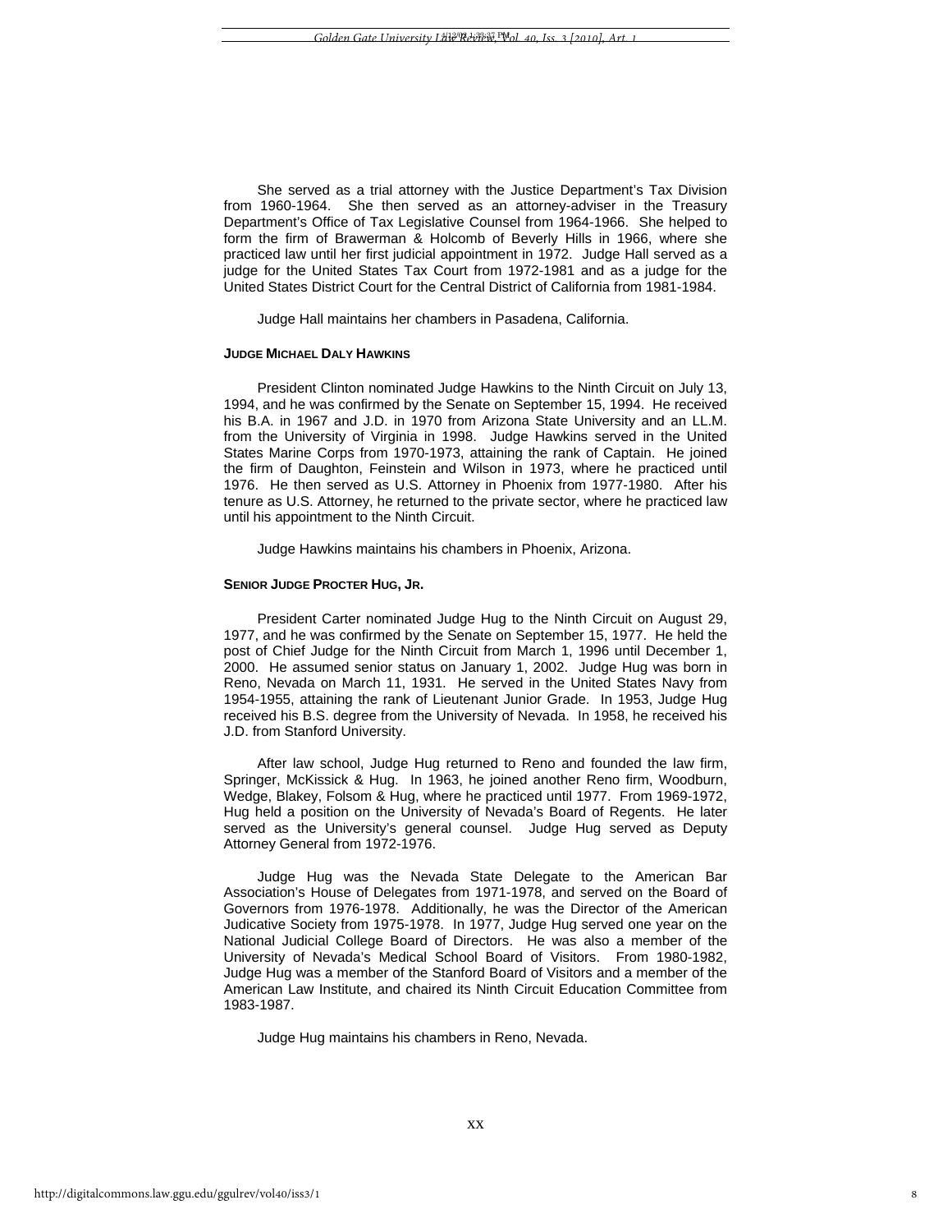She served as a trial attorney with the Justice Department's Tax Division from 1960-1964. She then served as an attorney-adviser in the Treasury Department's Office of Tax Legislative Counsel from 1964-1966. She helped to form the firm of Brawerman & Holcomb of Beverly Hills in 1966, where she practiced law until her first judicial appointment in 1972. Judge Hall served as a judge for the United States Tax Court from 1972-1981 and as a judge for the United States District Court for the Central District of California from 1981-1984.

Judge Hall maintains her chambers in Pasadena, California.

**JUDGE MICHAEL DALY HAWKINS**

President Clinton nominated Judge Hawkins to the Ninth Circuit on July 13, 1994, and he was confirmed by the Senate on September 15, 1994. He received his B.A. in 1967 and J.D. in 1970 from Arizona State University and an LL.M. from the University of Virginia in 1998. Judge Hawkins served in the United States Marine Corps from 1970-1973, attaining the rank of Captain. He joined the firm of Daughton, Feinstein and Wilson in 1973, where he practiced until 1976. He then served as U.S. Attorney in Phoenix from 1977-1980. After his tenure as U.S. Attorney, he returned to the private sector, where he practiced law until his appointment to the Ninth Circuit.

Judge Hawkins maintains his chambers in Phoenix, Arizona.

**SENIOR JUDGE PROCTER HUG, JR.**

President Carter nominated Judge Hug to the Ninth Circuit on August 29, 1977, and he was confirmed by the Senate on September 15, 1977. He held the post of Chief Judge for the Ninth Circuit from March 1, 1996 until December 1, 2000. He assumed senior status on January 1, 2002. Judge Hug was born in Reno, Nevada on March 11, 1931. He served in the United States Navy from 1954-1955, attaining the rank of Lieutenant Junior Grade. In 1953, Judge Hug received his B.S. degree from the University of Nevada. In 1958, he received his J.D. from Stanford University.

After law school, Judge Hug returned to Reno and founded the law firm, Springer, McKissick & Hug. In 1963, he joined another Reno firm, Woodburn, Wedge, Blakey, Folsom & Hug, where he practiced until 1977. From 1969-1972, Hug held a position on the University of Nevada's Board of Regents. He later served as the University's general counsel. Judge Hug served as Deputy Attorney General from 1972-1976.

Judge Hug was the Nevada State Delegate to the American Bar Association's House of Delegates from 1971-1978, and served on the Board of Governors from 1976-1978. Additionally, he was the Director of the American Judicative Society from 1975-1978. In 1977, Judge Hug served one year on the National Judicial College Board of Directors. He was also a member of the University of Nevada's Medical School Board of Visitors. From 1980-1982, Judge Hug was a member of the Stanford Board of Visitors and a member of the American Law Institute, and chaired its Ninth Circuit Education Committee from 1983-1987.

Judge Hug maintains his chambers in Reno, Nevada.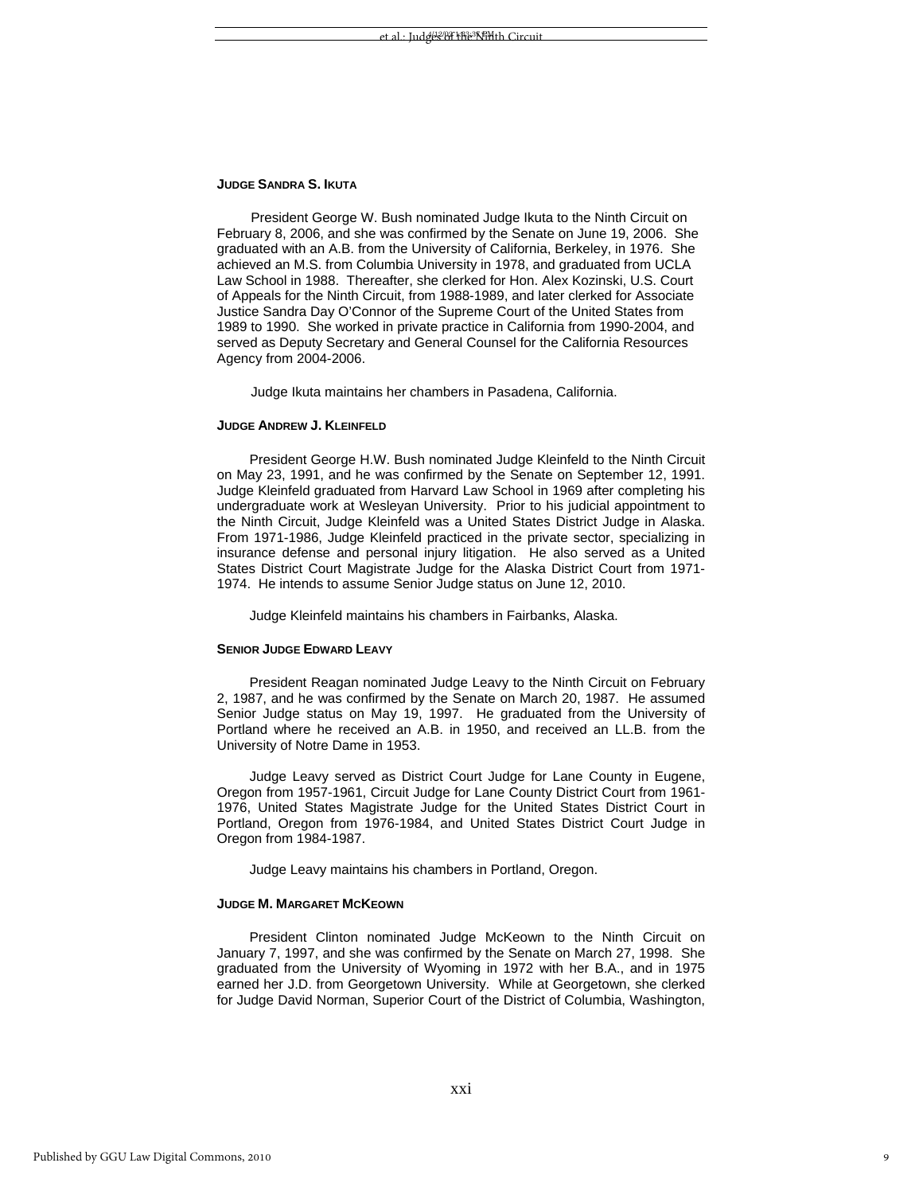**JUDGE SANDRA S. IKUTA**

President George W. Bush nominated Judge Ikuta to the Ninth Circuit on February 8, 2006, and she was confirmed by the Senate on June 19, 2006. She graduated with an A.B. from the University of California, Berkeley, in 1976. She achieved an M.S. from Columbia University in 1978, and graduated from UCLA Law School in 1988. Thereafter, she clerked for Hon. Alex Kozinski, U.S. Court of Appeals for the Ninth Circuit, from 1988-1989, and later clerked for Associate Justice Sandra Day O'Connor of the Supreme Court of the United States from 1989 to 1990. She worked in private practice in California from 1990-2004, and served as Deputy Secretary and General Counsel for the California Resources Agency from 2004-2006.

Judge Ikuta maintains her chambers in Pasadena, California.

**JUDGE ANDREW J. KLEINFELD**

President George H.W. Bush nominated Judge Kleinfeld to the Ninth Circuit on May 23, 1991, and he was confirmed by the Senate on September 12, 1991. Judge Kleinfeld graduated from Harvard Law School in 1969 after completing his undergraduate work at Wesleyan University. Prior to his judicial appointment to the Ninth Circuit, Judge Kleinfeld was a United States District Judge in Alaska. From 1971-1986, Judge Kleinfeld practiced in the private sector, specializing in insurance defense and personal injury litigation. He also served as a United States District Court Magistrate Judge for the Alaska District Court from 1971-1974. He intends to assume Senior Judge status on June 12, 2010.

Judge Kleinfeld maintains his chambers in Fairbanks, Alaska.

**SENIOR JUDGE EDWARD LEAVY**

President Reagan nominated Judge Leavy to the Ninth Circuit on February 2, 1987, and he was confirmed by the Senate on March 20, 1987. He assumed Senior Judge status on May 19, 1997. He graduated from the University of Portland where he received an A.B. in 1950, and received an LL.B. from the University of Notre Dame in 1953.

Judge Leavy served as District Court Judge for Lane County in Eugene, Oregon from 1957-1961, Circuit Judge for Lane County District Court from 1961-1976, United States Magistrate Judge for the United States District Court in Portland, Oregon from 1976-1984, and United States District Court Judge in Oregon from 1984-1987.

Judge Leavy maintains his chambers in Portland, Oregon.

**JUDGE M. MARGARET MCKEOWN**

President Clinton nominated Judge McKeown to the Ninth Circuit on January 7, 1997, and she was confirmed by the Senate on March 27, 1998. She graduated from the University of Wyoming in 1972 with her B.A., and in 1975 earned her J.D. from Georgetown University. While at Georgetown, she clerked for Judge David Norman, Superior Court of the District of Columbia, Washington,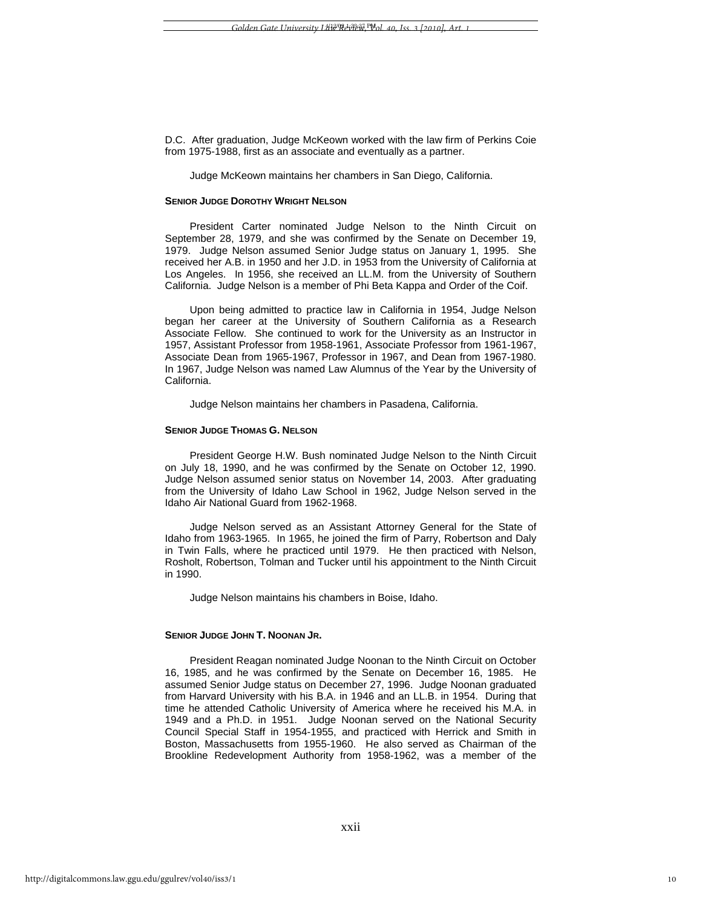D.C. After graduation, Judge McKeown worked with the law firm of Perkins Coie from 1975-1988, first as an associate and eventually as a partner.

Judge McKeown maintains her chambers in San Diego, California.

**SENIOR JUDGE DOROTHY WRIGHT NELSON**

President Carter nominated Judge Nelson to the Ninth Circuit on September 28, 1979, and she was confirmed by the Senate on December 19, 1979. Judge Nelson assumed Senior Judge status on January 1, 1995. She received her A.B. in 1950 and her J.D. in 1953 from the University of California at Los Angeles. In 1956, she received an LL.M. from the University of Southern California. Judge Nelson is a member of Phi Beta Kappa and Order of the Coif.

Upon being admitted to practice law in California in 1954, Judge Nelson began her career at the University of Southern California as a Research Associate Fellow. She continued to work for the University as an Instructor in 1957, Assistant Professor from 1958-1961, Associate Professor from 1961-1967, Associate Dean from 1965-1967, Professor in 1967, and Dean from 1967-1980. In 1967, Judge Nelson was named Law Alumnus of the Year by the University of California.

Judge Nelson maintains her chambers in Pasadena, California.

**SENIOR JUDGE THOMAS G. NELSON**

President George H.W. Bush nominated Judge Nelson to the Ninth Circuit on July 18, 1990, and he was confirmed by the Senate on October 12, 1990. Judge Nelson assumed senior status on November 14, 2003. After graduating from the University of Idaho Law School in 1962, Judge Nelson served in the Idaho Air National Guard from 1962-1968.

Judge Nelson served as an Assistant Attorney General for the State of Idaho from 1963-1965. In 1965, he joined the firm of Parry, Robertson and Daly in Twin Falls, where he practiced until 1979. He then practiced with Nelson, Rosholt, Robertson, Tolman and Tucker until his appointment to the Ninth Circuit in 1990.

Judge Nelson maintains his chambers in Boise, Idaho.

**SENIOR JUDGE JOHN T. NOONAN JR.**

President Reagan nominated Judge Noonan to the Ninth Circuit on October 16, 1985, and he was confirmed by the Senate on December 16, 1985. He assumed Senior Judge status on December 27, 1996. Judge Noonan graduated from Harvard University with his B.A. in 1946 and an LL.B. in 1954. During that time he attended Catholic University of America where he received his M.A. in 1949 and a Ph.D. in 1951. Judge Noonan served on the National Security Council Special Staff in 1954-1955, and practiced with Herrick and Smith in Boston, Massachusetts from 1955-1960. He also served as Chairman of the Brookline Redevelopment Authority from 1958-1962, was a member of the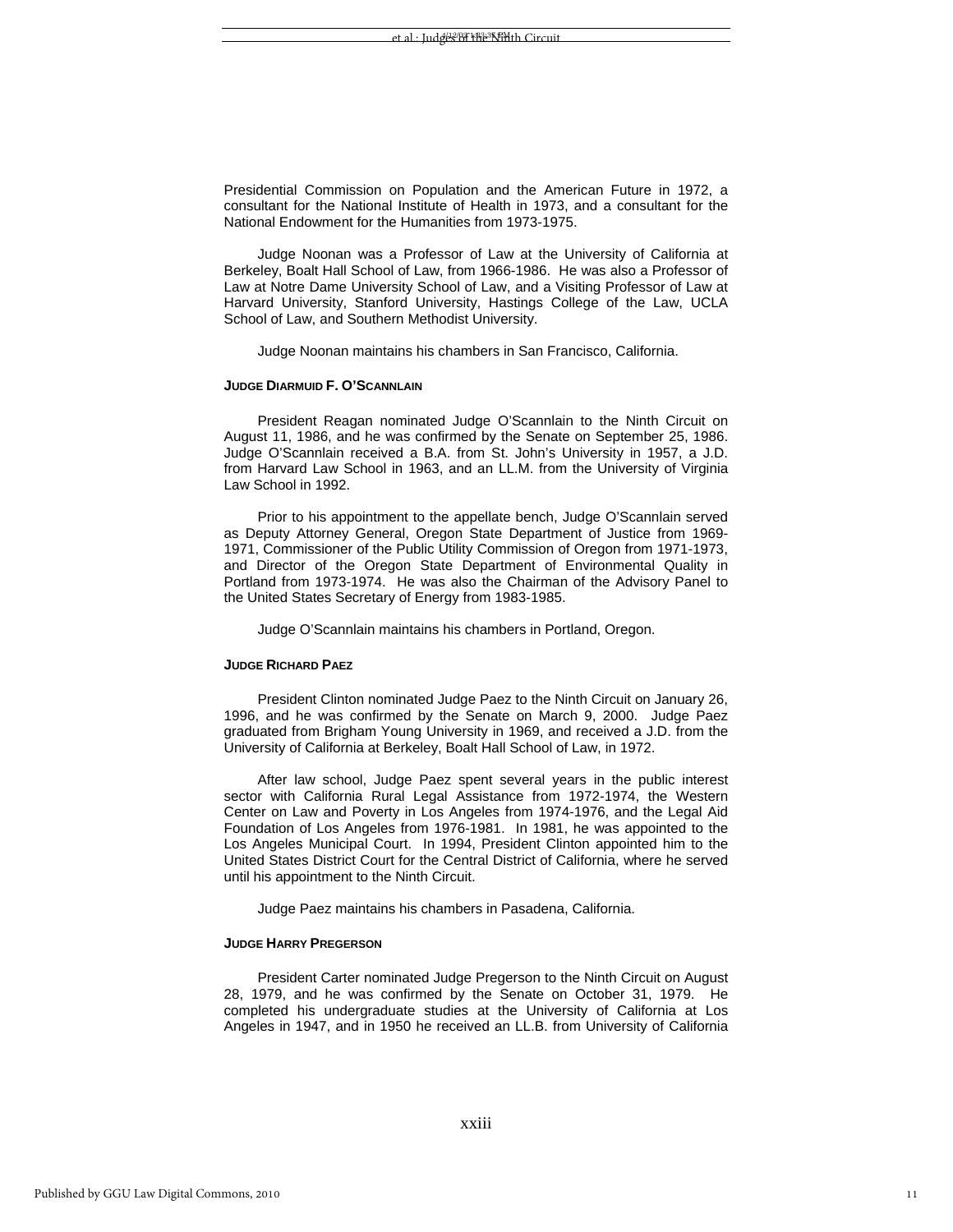Presidential Commission on Population and the American Future in 1972, a consultant for the National Institute of Health in 1973, and a consultant for the National Endowment for the Humanities from 1973-1975.

Judge Noonan was a Professor of Law at the University of California at Berkeley, Boalt Hall School of Law, from 1966-1986. He was also a Professor of Law at Notre Dame University School of Law, and a Visiting Professor of Law at Harvard University, Stanford University, Hastings College of the Law, UCLA School of Law, and Southern Methodist University.

Judge Noonan maintains his chambers in San Francisco, California.

#### JUDGE DIARMUID F. O'SCANNLAIN

President Reagan nominated Judge O'Scannlain to the Ninth Circuit on August 11, 1986, and he was confirmed by the Senate on September 25, 1986. Judge O'Scannlain received a B.A. from St. John's University in 1957, a J.D. from Harvard Law School in 1963, and an LL.M. from the University of Virginia Law School in 1992.

Prior to his appointment to the appellate bench, Judge O'Scannlain served as Deputy Attorney General, Oregon State Department of Justice from 1969-1971, Commissioner of the Public Utility Commission of Oregon from 1971-1973, and Director of the Oregon State Department of Environmental Quality in Portland from 1973-1974. He was also the Chairman of the Advisory Panel to the United States Secretary of Energy from 1983-1985.

Judge O'Scannlain maintains his chambers in Portland, Oregon.

#### JUDGE RICHARD PAEZ

President Clinton nominated Judge Paez to the Ninth Circuit on January 26, 1996, and he was confirmed by the Senate on March 9, 2000. Judge Paez graduated from Brigham Young University in 1969, and received a J.D. from the University of California at Berkeley, Boalt Hall School of Law, in 1972.

After law school, Judge Paez spent several years in the public interest sector with California Rural Legal Assistance from 1972-1974, the Western Center on Law and Poverty in Los Angeles from 1974-1976, and the Legal Aid Foundation of Los Angeles from 1976-1981. In 1981, he was appointed to the Los Angeles Municipal Court. In 1994, President Clinton appointed him to the United States District Court for the Central District of California, where he served until his appointment to the Ninth Circuit.

Judge Paez maintains his chambers in Pasadena, California.

#### JUDGE HARRY PREGERSON

President Carter nominated Judge Pregerson to the Ninth Circuit on August 28, 1979, and he was confirmed by the Senate on October 31, 1979. He completed his undergraduate studies at the University of California at Los Angeles in 1947, and in 1950 he received an LL.B. from University of California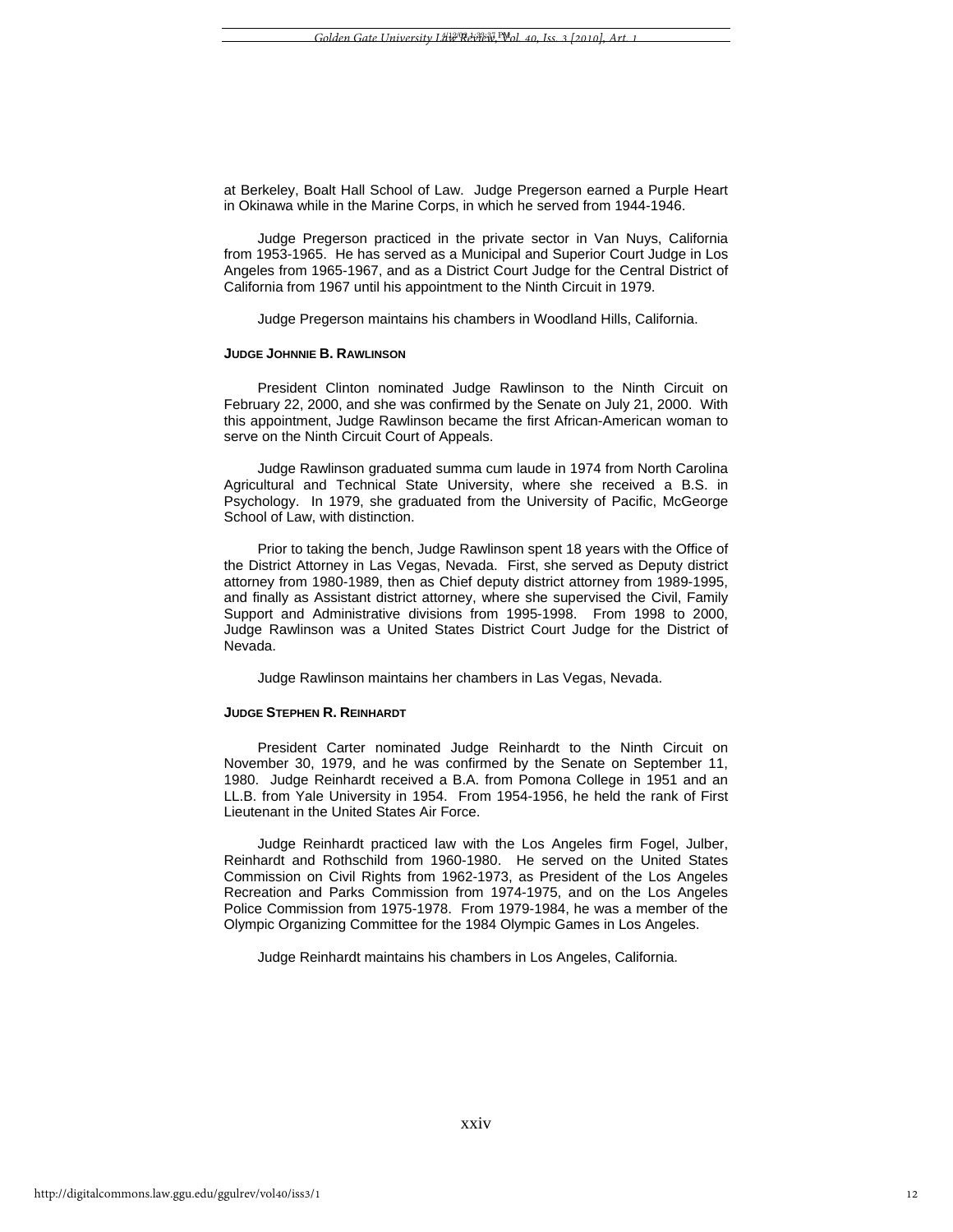at Berkeley, Boalt Hall School of Law. Judge Pregerson earned a Purple Heart in Okinawa while in the Marine Corps, in which he served from 1944-1946.

Judge Pregerson practiced in the private sector in Van Nuys, California from 1953-1965. He has served as a Municipal and Superior Court Judge in Los Angeles from 1965-1967, and as a District Court Judge for the Central District of California from 1967 until his appointment to the Ninth Circuit in 1979.

Judge Pregerson maintains his chambers in Woodland Hills, California.

### JUDGE JOHNNIE B. RAWLINSON

President Clinton nominated Judge Rawlinson to the Ninth Circuit on February 22, 2000, and she was confirmed by the Senate on July 21, 2000. With this appointment, Judge Rawlinson became the first African-American woman to serve on the Ninth Circuit Court of Appeals.

Judge Rawlinson graduated summa cum laude in 1974 from North Carolina Agricultural and Technical State University, where she received a B.S. in Psychology. In 1979, she graduated from the University of Pacific, McGeorge School of Law, with distinction.

Prior to taking the bench, Judge Rawlinson spent 18 years with the Office of the District Attorney in Las Vegas, Nevada. First, she served as Deputy district attorney from 1980-1989, then as Chief deputy district attorney from 1989-1995, and finally as Assistant district attorney, where she supervised the Civil, Family Support and Administrative divisions from 1995-1998. From 1998 to 2000, Judge Rawlinson was a United States District Court Judge for the District of Nevada.

Judge Rawlinson maintains her chambers in Las Vegas, Nevada.

### JUDGE STEPHEN R. REINHARDT

President Carter nominated Judge Reinhardt to the Ninth Circuit on November 30, 1979, and he was confirmed by the Senate on September 11, 1980. Judge Reinhardt received a B.A. from Pomona College in 1951 and an LL.B. from Yale University in 1954. From 1954-1956, he held the rank of First Lieutenant in the United States Air Force.

Judge Reinhardt practiced law with the Los Angeles firm Fogel, Julber, Reinhardt and Rothschild from 1960-1980. He served on the United States Commission on Civil Rights from 1962-1973, as President of the Los Angeles Recreation and Parks Commission from 1974-1975, and on the Los Angeles Police Commission from 1975-1978. From 1979-1984, he was a member of the Olympic Organizing Committee for the 1984 Olympic Games in Los Angeles.

Judge Reinhardt maintains his chambers in Los Angeles, California.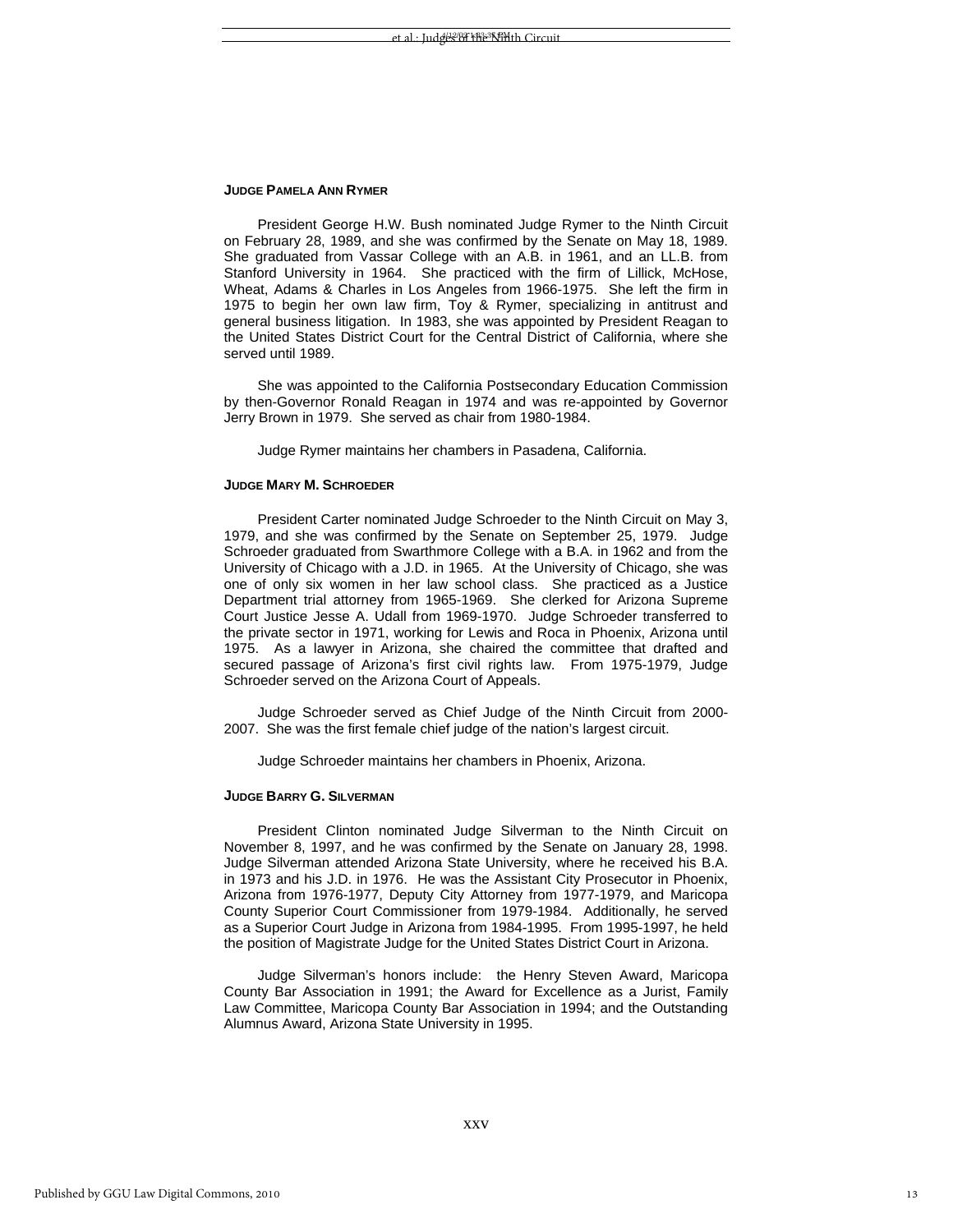### JUDGE PAMELA ANN RYMER

President George H.W. Bush nominated Judge Rymer to the Ninth Circuit on February 28, 1989, and she was confirmed by the Senate on May 18, 1989. She graduated from Vassar College with an A.B. in 1961, and an LL.B. from Stanford University in 1964. She practiced with the firm of Lillick, McHose, Wheat, Adams & Charles in Los Angeles from 1966-1975. She left the firm in 1975 to begin her own law firm, Toy & Rymer, specializing in antitrust and general business litigation. In 1983, she was appointed by President Reagan to the United States District Court for the Central District of California, where she served until 1989.

She was appointed to the California Postsecondary Education Commission by then-Governor Ronald Reagan in 1974 and was re-appointed by Governor Jerry Brown in 1979. She served as chair from 1980-1984.

Judge Rymer maintains her chambers in Pasadena, California.

### JUDGE MARY M. SCHROEDER

President Carter nominated Judge Schroeder to the Ninth Circuit on May 3, 1979, and she was confirmed by the Senate on September 25, 1979. Judge Schroeder graduated from Swarthmore College with a B.A. in 1962 and from the University of Chicago with a J.D. in 1965. At the University of Chicago, she was one of only six women in her law school class. She practiced as a Justice Department trial attorney from 1965-1969. She clerked for Arizona Supreme Court Justice Jesse A. Udall from 1969-1970. Judge Schroeder transferred to the private sector in 1971, working for Lewis and Roca in Phoenix, Arizona until 1975. As a lawyer in Arizona, she chaired the committee that drafted and secured passage of Arizona's first civil rights law. From 1975-1979, Judge Schroeder served on the Arizona Court of Appeals.

Judge Schroeder served as Chief Judge of the Ninth Circuit from 2000-2007. She was the first female chief judge of the nation's largest circuit.

Judge Schroeder maintains her chambers in Phoenix, Arizona.

### JUDGE BARRY G. SILVERMAN

President Clinton nominated Judge Silverman to the Ninth Circuit on November 8, 1997, and he was confirmed by the Senate on January 28, 1998. Judge Silverman attended Arizona State University, where he received his B.A. in 1973 and his J.D. in 1976. He was the Assistant City Prosecutor in Phoenix, Arizona from 1976-1977, Deputy City Attorney from 1977-1979, and Maricopa County Superior Court Commissioner from 1979-1984. Additionally, he served as a Superior Court Judge in Arizona from 1984-1995. From 1995-1997, he held the position of Magistrate Judge for the United States District Court in Arizona.

Judge Silverman's honors include: the Henry Steven Award, Maricopa County Bar Association in 1991; the Award for Excellence as a Jurist, Family Law Committee, Maricopa County Bar Association in 1994; and the Outstanding Alumnus Award, Arizona State University in 1995.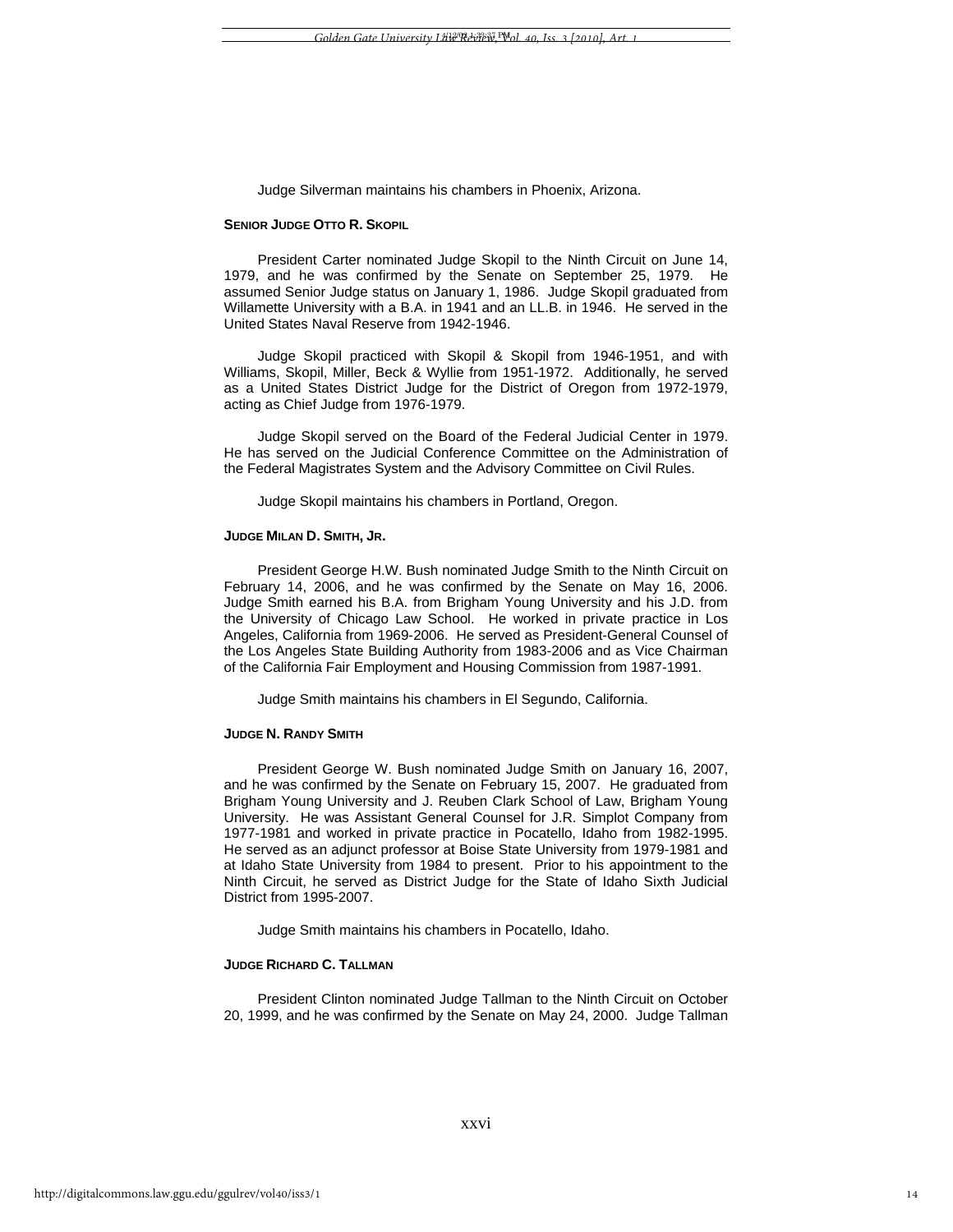Judge Silverman maintains his chambers in Phoenix, Arizona.

**SENIOR JUDGE OTTO R. SKOPIL**

President Carter nominated Judge Skopil to the Ninth Circuit on June 14, 1979, and he was confirmed by the Senate on September 25, 1979. He assumed Senior Judge status on January 1, 1986. Judge Skopil graduated from Willamette University with a B.A. in 1941 and an LL.B. in 1946. He served in the United States Naval Reserve from 1942-1946.

Judge Skopil practiced with Skopil & Skopil from 1946-1951, and with Williams, Skopil, Miller, Beck & Wyllie from 1951-1972. Additionally, he served as a United States District Judge for the District of Oregon from 1972-1979, acting as Chief Judge from 1976-1979.

Judge Skopil served on the Board of the Federal Judicial Center in 1979. He has served on the Judicial Conference Committee on the Administration of the Federal Magistrates System and the Advisory Committee on Civil Rules.

Judge Skopil maintains his chambers in Portland, Oregon.

**JUDGE MILAN D. SMITH, JR.**

President George H.W. Bush nominated Judge Smith to the Ninth Circuit on February 14, 2006, and he was confirmed by the Senate on May 16, 2006. Judge Smith earned his B.A. from Brigham Young University and his J.D. from the University of Chicago Law School. He worked in private practice in Los Angeles, California from 1969-2006. He served as President-General Counsel of the Los Angeles State Building Authority from 1983-2006 and as Vice Chairman of the California Fair Employment and Housing Commission from 1987-1991.

Judge Smith maintains his chambers in El Segundo, California.

**JUDGE N. RANDY SMITH**

President George W. Bush nominated Judge Smith on January 16, 2007, and he was confirmed by the Senate on February 15, 2007. He graduated from Brigham Young University and J. Reuben Clark School of Law, Brigham Young University. He was Assistant General Counsel for J.R. Simplot Company from 1977-1981 and worked in private practice in Pocatello, Idaho from 1982-1995. He served as an adjunct professor at Boise State University from 1979-1981 and at Idaho State University from 1984 to present. Prior to his appointment to the Ninth Circuit, he served as District Judge for the State of Idaho Sixth Judicial District from 1995-2007.

Judge Smith maintains his chambers in Pocatello, Idaho.

**JUDGE RICHARD C. TALLMAN**

President Clinton nominated Judge Tallman to the Ninth Circuit on October 20, 1999, and he was confirmed by the Senate on May 24, 2000. Judge Tallman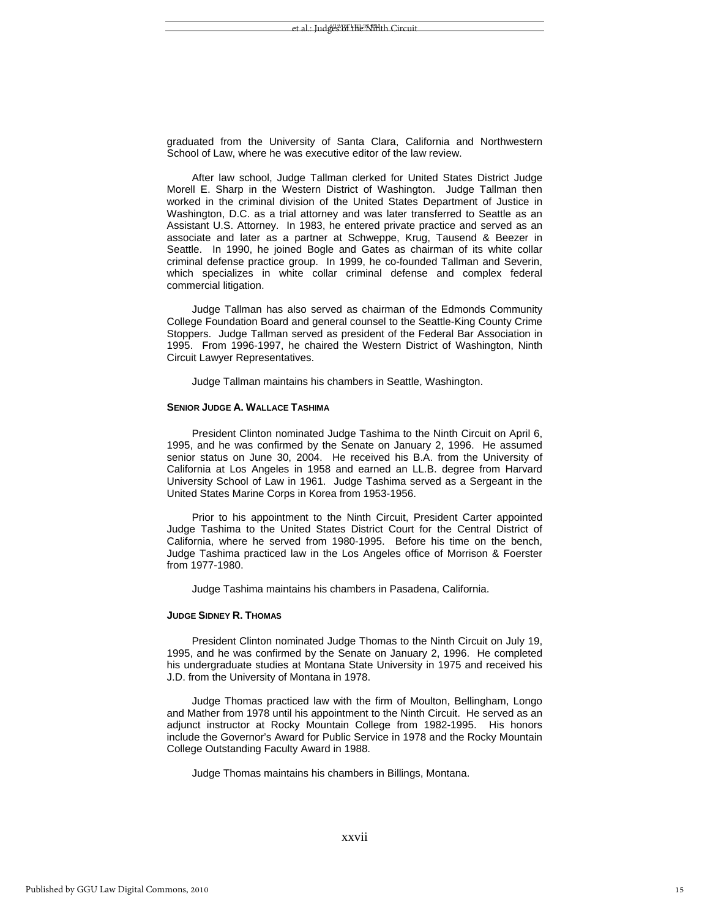graduated from the University of Santa Clara, California and Northwestern School of Law, where he was executive editor of the law review.

After law school, Judge Tallman clerked for United States District Judge Morell E. Sharp in the Western District of Washington. Judge Tallman then worked in the criminal division of the United States Department of Justice in Washington, D.C. as a trial attorney and was later transferred to Seattle as an Assistant U.S. Attorney. In 1983, he entered private practice and served as an associate and later as a partner at Schweppe, Krug, Tausend & Beezer in Seattle. In 1990, he joined Bogle and Gates as chairman of its white collar criminal defense practice group. In 1999, he co-founded Tallman and Severin, which specializes in white collar criminal defense and complex federal commercial litigation.

Judge Tallman has also served as chairman of the Edmonds Community College Foundation Board and general counsel to the Seattle-King County Crime Stoppers. Judge Tallman served as president of the Federal Bar Association in 1995. From 1996-1997, he chaired the Western District of Washington, Ninth Circuit Lawyer Representatives.

Judge Tallman maintains his chambers in Seattle, Washington.

#### SENIOR JUDGE A. WALLACE TASHIMA

President Clinton nominated Judge Tashima to the Ninth Circuit on April 6, 1995, and he was confirmed by the Senate on January 2, 1996. He assumed senior status on June 30, 2004. He received his B.A. from the University of California at Los Angeles in 1958 and earned an LL.B. degree from Harvard University School of Law in 1961. Judge Tashima served as a Sergeant in the United States Marine Corps in Korea from 1953-1956.

Prior to his appointment to the Ninth Circuit, President Carter appointed Judge Tashima to the United States District Court for the Central District of California, where he served from 1980-1995. Before his time on the bench, Judge Tashima practiced law in the Los Angeles office of Morrison & Foerster from 1977-1980.

Judge Tashima maintains his chambers in Pasadena, California.

#### JUDGE SIDNEY R. THOMAS

President Clinton nominated Judge Thomas to the Ninth Circuit on July 19, 1995, and he was confirmed by the Senate on January 2, 1996. He completed his undergraduate studies at Montana State University in 1975 and received his J.D. from the University of Montana in 1978.

Judge Thomas practiced law with the firm of Moulton, Bellingham, Longo and Mather from 1978 until his appointment to the Ninth Circuit. He served as an adjunct instructor at Rocky Mountain College from 1982-1995. His honors include the Governor's Award for Public Service in 1978 and the Rocky Mountain College Outstanding Faculty Award in 1988.

Judge Thomas maintains his chambers in Billings, Montana.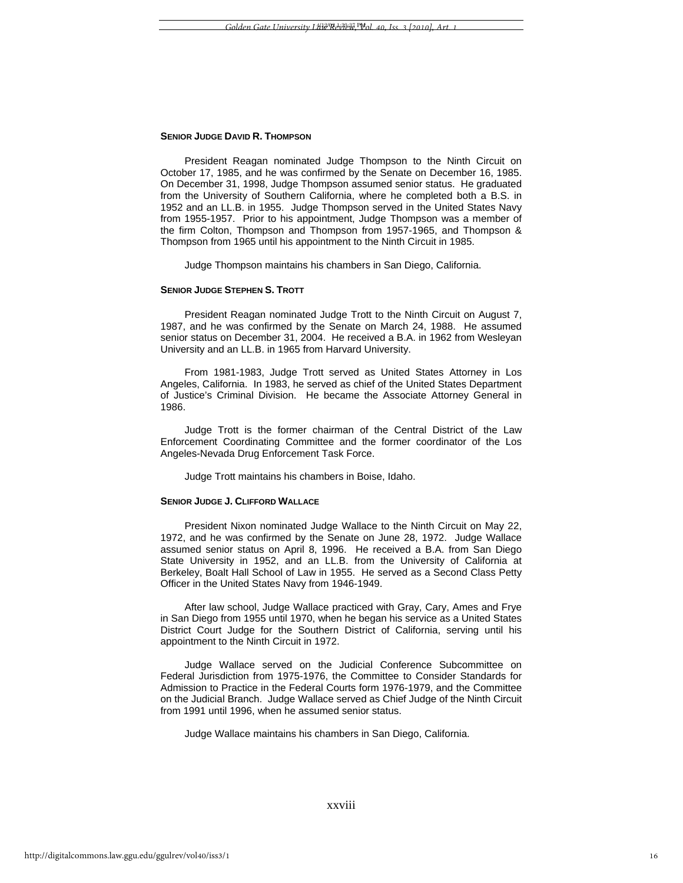**SENIOR JUDGE DAVID R. THOMPSON**

President Reagan nominated Judge Thompson to the Ninth Circuit on October 17, 1985, and he was confirmed by the Senate on December 16, 1985. On December 31, 1998, Judge Thompson assumed senior status. He graduated from the University of Southern California, where he completed both a B.S. in 1952 and an LL.B. in 1955. Judge Thompson served in the United States Navy from 1955-1957. Prior to his appointment, Judge Thompson was a member of the firm Colton, Thompson and Thompson from 1957-1965, and Thompson & Thompson from 1965 until his appointment to the Ninth Circuit in 1985.

Judge Thompson maintains his chambers in San Diego, California.

**SENIOR JUDGE STEPHEN S. TROTT**

President Reagan nominated Judge Trott to the Ninth Circuit on August 7, 1987, and he was confirmed by the Senate on March 24, 1988. He assumed senior status on December 31, 2004. He received a B.A. in 1962 from Wesleyan University and an LL.B. in 1965 from Harvard University.

From 1981-1983, Judge Trott served as United States Attorney in Los Angeles, California. In 1983, he served as chief of the United States Department of Justice's Criminal Division. He became the Associate Attorney General in 1986.

Judge Trott is the former chairman of the Central District of the Law Enforcement Coordinating Committee and the former coordinator of the Los Angeles-Nevada Drug Enforcement Task Force.

Judge Trott maintains his chambers in Boise, Idaho.

**SENIOR JUDGE J. CLIFFORD WALLACE**

President Nixon nominated Judge Wallace to the Ninth Circuit on May 22, 1972, and he was confirmed by the Senate on June 28, 1972. Judge Wallace assumed senior status on April 8, 1996. He received a B.A. from San Diego State University in 1952, and an LL.B. from the University of California at Berkeley, Boalt Hall School of Law in 1955. He served as a Second Class Petty Officer in the United States Navy from 1946-1949.

After law school, Judge Wallace practiced with Gray, Cary, Ames and Frye in San Diego from 1955 until 1970, when he began his service as a United States District Court Judge for the Southern District of California, serving until his appointment to the Ninth Circuit in 1972.

Judge Wallace served on the Judicial Conference Subcommittee on Federal Jurisdiction from 1975-1976, the Committee to Consider Standards for Admission to Practice in the Federal Courts form 1976-1979, and the Committee on the Judicial Branch. Judge Wallace served as Chief Judge of the Ninth Circuit from 1991 until 1996, when he assumed senior status.

Judge Wallace maintains his chambers in San Diego, California.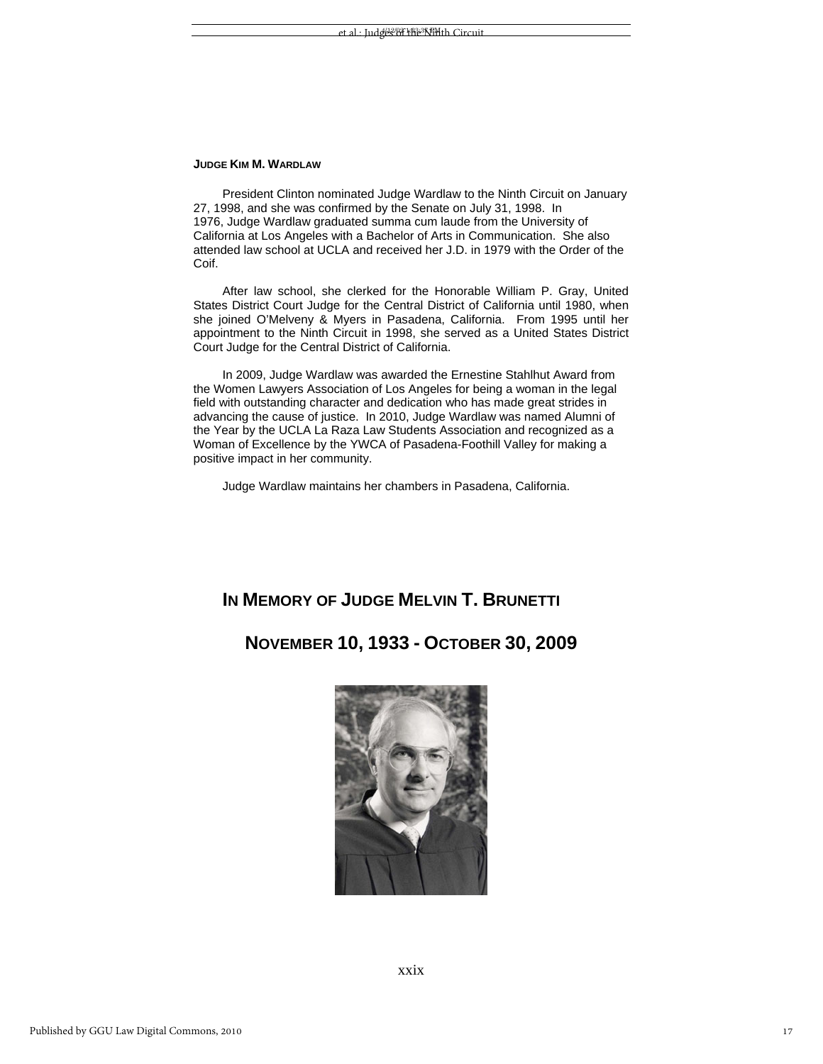**JUDGE KIM M. WARDLAW**

President Clinton nominated Judge Wardlaw to the Ninth Circuit on January 27, 1998, and she was confirmed by the Senate on July 31, 1998. In 1976, Judge Wardlaw graduated summa cum laude from the University of California at Los Angeles with a Bachelor of Arts in Communication. She also attended law school at UCLA and received her J.D. in 1979 with the Order of the Coif.

After law school, she clerked for the Honorable William P. Gray, United States District Court Judge for the Central District of California until 1980, when she joined O'Melveny & Myers in Pasadena, California. From 1995 until her appointment to the Ninth Circuit in 1998, she served as a United States District Court Judge for the Central District of California.

In 2009, Judge Wardlaw was awarded the Ernestine Stahlhut Award from the Women Lawyers Association of Los Angeles for being a woman in the legal field with outstanding character and dedication who has made great strides in advancing the cause of justice. In 2010, Judge Wardlaw was named Alumni of the Year by the UCLA La Raza Law Students Association and recognized as a Woman of Excellence by the YWCA of Pasadena-Foothill Valley for making a positive impact in her community.

Judge Wardlaw maintains her chambers in Pasadena, California.

## IN MEMORY OF JUDGE MELVIN T. BRUNETTI

## NOVEMBER 10, 1933 - OCTOBER 30, 2009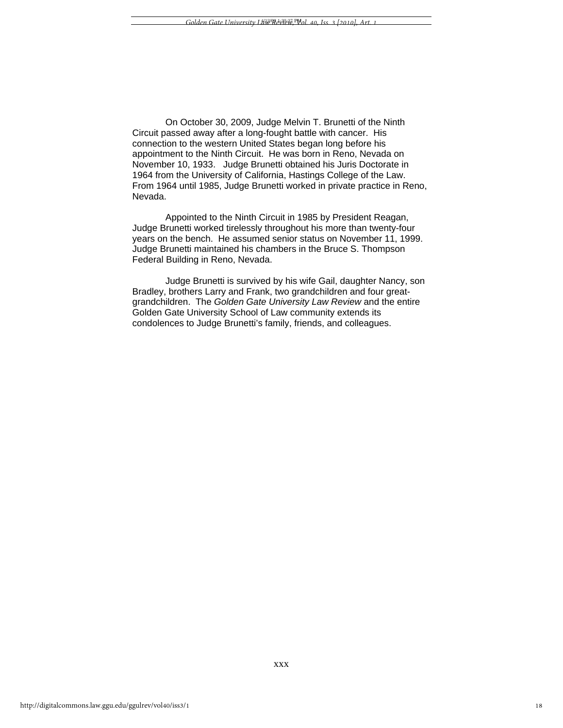On October 30, 2009, Judge Melvin T. Brunetti of the Ninth Circuit passed away after a long-fought battle with cancer. His connection to the western United States began long before his appointment to the Ninth Circuit. He was born in Reno, Nevada on November 10, 1933. Judge Brunetti obtained his Juris Doctorate in 1964 from the University of California, Hastings College of the Law. From 1964 until 1985, Judge Brunetti worked in private practice in Reno, Nevada.

Appointed to the Ninth Circuit in 1985 by President Reagan, Judge Brunetti worked tirelessly throughout his more than twenty-four years on the bench. He assumed senior status on November 11, 1999. Judge Brunetti maintained his chambers in the Bruce S. Thompson Federal Building in Reno, Nevada.

Judge Brunetti is survived by his wife Gail, daughter Nancy, son Bradley, brothers Larry and Frank, two grandchildren and four great-grandchildren. The *Golden Gate University Law Review* and the entire Golden Gate University School of Law community extends its condolences to Judge Brunetti's family, friends, and colleagues.